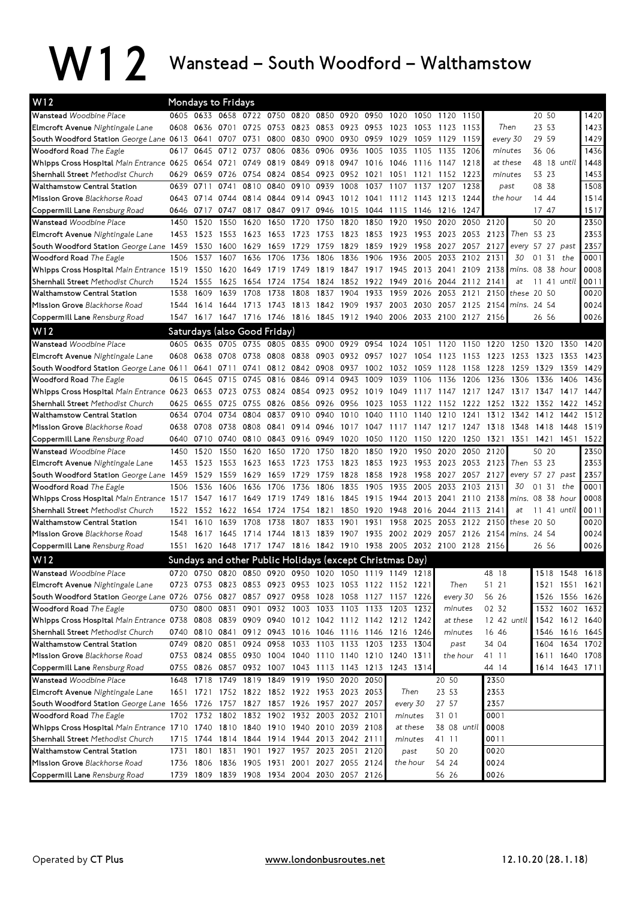# W12 Wanstead – South Woodford – Walthamstow

## W12 Mondays to Fridays

| Stop | | | | | | | | | | | | | | | | | | |
|---|---|---|---|---|---|---|---|---|---|---|---|---|---|---|---|---|---|---|
| **Wanstead** *Woodbine Place* | 0605 | 0633 | 0658 | 0722 | 0750 | 0820 | 0850 | 0920 | 0950 | 1020 | 1050 | 1120 | 1150 | | 20 | 50 | | 1420 |
| **Elmcroft Avenue** *Nightingale Lane* | 0608 | 0636 | 0701 | 0725 | 0753 | 0823 | 0853 | 0923 | 0953 | 1023 | 1053 | 1123 | 1153 | Then | 23 | 53 | | 1423 |
| **South Woodford Station** *George Lane* | 0613 | 0641 | 0707 | 0731 | 0800 | 0830 | 0900 | 0930 | 0959 | 1029 | 1059 | 1129 | 1159 | every 30 | 29 | 59 | | 1429 |
| **Woodford Road** *The Eagle* | 0617 | 0645 | 0712 | 0737 | 0806 | 0836 | 0906 | 0936 | 1005 | 1035 | 1105 | 1135 | 1206 | minutes | 36 | 06 | | 1436 |
| **Whipps Cross Hospital** *Main Entrance* | 0625 | 0654 | 0721 | 0749 | 0819 | 0849 | 0918 | 0947 | 1016 | 1046 | 1116 | 1147 | 1218 | at these | 48 | 18 | until | 1448 |
| **Shernhall Street** *Methodist Church* | 0629 | 0659 | 0726 | 0754 | 0824 | 0854 | 0923 | 0952 | 1021 | 1051 | 1121 | 1152 | 1223 | minutes | 53 | 23 | | 1453 |
| **Walthamstow Central Station** | 0639 | 0711 | 0741 | 0810 | 0840 | 0910 | 0939 | 1008 | 1037 | 1107 | 1137 | 1207 | 1238 | past | 08 | 38 | | 1508 |
| **Mission Grove** *Blackhorse Road* | 0643 | 0714 | 0744 | 0814 | 0844 | 0914 | 0943 | 1012 | 1041 | 1112 | 1143 | 1213 | 1244 | the hour | 14 | 44 | | 1514 |
| **Coppermill Lane** *Rensburg Road* | 0646 | 0717 | 0747 | 0817 | 0847 | 0917 | 0946 | 1015 | 1044 | 1115 | 1146 | 1216 | 1247 | | 17 | 47 | | 1517 |

| Stop | | | | | | | | | | | | | | | | | | | |
|---|---|---|---|---|---|---|---|---|---|---|---|---|---|---|---|---|---|---|---|
| **Wanstead** *Woodbine Place* | 1450 | 1520 | 1550 | 1620 | 1650 | 1720 | 1750 | 1820 | 1850 | 1920 | 1950 | 2020 | 2050 | 2120 | | 50 | 20 | | 2350 |
| **Elmcroft Avenue** *Nightingale Lane* | 1453 | 1523 | 1553 | 1623 | 1653 | 1723 | 1753 | 1823 | 1853 | 1923 | 1953 | 2023 | 2053 | 2123 | Then | 53 | 23 | | 2353 |
| **South Woodford Station** *George Lane* | 1459 | 1530 | 1600 | 1629 | 1659 | 1729 | 1759 | 1829 | 1859 | 1929 | 1958 | 2027 | 2057 | 2127 | every | 57 | 27 | past | 2357 |
| **Woodford Road** *The Eagle* | 1506 | 1537 | 1607 | 1636 | 1706 | 1736 | 1806 | 1836 | 1906 | 1936 | 2005 | 2033 | 2102 | 2131 | 30 | 01 | 31 | the | 0001 |
| **Whipps Cross Hospital** *Main Entrance* | 1519 | 1550 | 1620 | 1649 | 1719 | 1749 | 1819 | 1847 | 1917 | 1945 | 2013 | 2041 | 2109 | 2138 | mins. | 08 | 38 | hour | 0008 |
| **Shernhall Street** *Methodist Church* | 1524 | 1555 | 1625 | 1654 | 1724 | 1754 | 1824 | 1852 | 1922 | 1949 | 2016 | 2044 | 2112 | 2141 | at | 11 | 41 | until | 0011 |
| **Walthamstow Central Station** | 1538 | 1609 | 1639 | 1708 | 1738 | 1808 | 1837 | 1904 | 1933 | 1959 | 2026 | 2053 | 2121 | 2150 | these | 20 | 50 | | 0020 |
| **Mission Grove** *Blackhorse Road* | 1544 | 1614 | 1644 | 1713 | 1743 | 1813 | 1842 | 1909 | 1937 | 2003 | 2030 | 2057 | 2125 | 2154 | mins. | 24 | 54 | | 0024 |
| **Coppermill Lane** *Rensburg Road* | 1547 | 1617 | 1647 | 1716 | 1746 | 1816 | 1845 | 1912 | 1940 | 2006 | 2033 | 2100 | 2127 | 2156 | | 26 | 56 | | 0026 |

## W12 Saturdays (also Good Friday)

| Stop | | | | | | | | | | | | | | | | | | |
|---|---|---|---|---|---|---|---|---|---|---|---|---|---|---|---|---|---|---|
| **Wanstead** *Woodbine Place* | 0605 | 0635 | 0705 | 0735 | 0805 | 0835 | 0900 | 0929 | 0954 | 1024 | 1051 | 1120 | 1150 | 1220 | 1250 | 1320 | 1350 | 1420 |
| **Elmcroft Avenue** *Nightingale Lane* | 0608 | 0638 | 0708 | 0738 | 0808 | 0838 | 0903 | 0932 | 0957 | 1027 | 1054 | 1123 | 1153 | 1223 | 1253 | 1323 | 1353 | 1423 |
| **South Woodford Station** *George Lane* | 0611 | 0641 | 0711 | 0741 | 0812 | 0842 | 0908 | 0937 | 1002 | 1032 | 1059 | 1128 | 1158 | 1228 | 1259 | 1329 | 1359 | 1429 |
| **Woodford Road** *The Eagle* | 0615 | 0645 | 0715 | 0745 | 0816 | 0846 | 0914 | 0943 | 1009 | 1039 | 1106 | 1136 | 1206 | 1236 | 1306 | 1336 | 1406 | 1436 |
| **Whipps Cross Hospital** *Main Entrance* | 0623 | 0653 | 0723 | 0753 | 0824 | 0854 | 0923 | 0952 | 1019 | 1049 | 1117 | 1147 | 1217 | 1247 | 1317 | 1347 | 1417 | 1447 |
| **Shernhall Street** *Methodist Church* | 0625 | 0655 | 0725 | 0755 | 0826 | 0856 | 0926 | 0956 | 1023 | 1053 | 1122 | 1152 | 1222 | 1252 | 1322 | 1352 | 1422 | 1452 |
| **Walthamstow Central Station** | 0634 | 0704 | 0734 | 0804 | 0837 | 0910 | 0940 | 1010 | 1040 | 1110 | 1140 | 1210 | 1241 | 1312 | 1342 | 1412 | 1442 | 1512 |
| **Mission Grove** *Blackhorse Road* | 0638 | 0708 | 0738 | 0808 | 0841 | 0914 | 0946 | 1017 | 1047 | 1117 | 1147 | 1217 | 1247 | 1318 | 1348 | 1418 | 1448 | 1519 |
| **Coppermill Lane** *Rensburg Road* | 0640 | 0710 | 0740 | 0810 | 0843 | 0916 | 0949 | 1020 | 1050 | 1120 | 1150 | 1220 | 1250 | 1321 | 1351 | 1421 | 1451 | 1522 |

| Stop | | | | | | | | | | | | | | | | | | | |
|---|---|---|---|---|---|---|---|---|---|---|---|---|---|---|---|---|---|---|---|
| **Wanstead** *Woodbine Place* | 1450 | 1520 | 1550 | 1620 | 1650 | 1720 | 1750 | 1820 | 1850 | 1920 | 1950 | 2020 | 2050 | 2120 | | 50 | 20 | | 2350 |
| **Elmcroft Avenue** *Nightingale Lane* | 1453 | 1523 | 1553 | 1623 | 1653 | 1723 | 1753 | 1823 | 1853 | 1923 | 1953 | 2023 | 2053 | 2123 | Then | 53 | 23 | | 2353 |
| **South Woodford Station** *George Lane* | 1459 | 1529 | 1559 | 1629 | 1659 | 1729 | 1759 | 1828 | 1858 | 1928 | 1958 | 2027 | 2057 | 2127 | every | 57 | 27 | past | 2357 |
| **Woodford Road** *The Eagle* | 1506 | 1536 | 1606 | 1636 | 1706 | 1736 | 1806 | 1835 | 1905 | 1935 | 2005 | 2033 | 2103 | 2131 | 30 | 01 | 31 | the | 0001 |
| **Whipps Cross Hospital** *Main Entrance* | 1517 | 1547 | 1617 | 1649 | 1719 | 1749 | 1816 | 1845 | 1915 | 1944 | 2013 | 2041 | 2110 | 2138 | mins. | 08 | 38 | hour | 0008 |
| **Shernhall Street** *Methodist Church* | 1522 | 1552 | 1622 | 1654 | 1724 | 1754 | 1821 | 1850 | 1920 | 1948 | 2016 | 2044 | 2113 | 2141 | at | 11 | 41 | until | 0011 |
| **Walthamstow Central Station** | 1541 | 1610 | 1639 | 1708 | 1738 | 1807 | 1833 | 1901 | 1931 | 1958 | 2025 | 2053 | 2122 | 2150 | these | 20 | 50 | | 0020 |
| **Mission Grove** *Blackhorse Road* | 1548 | 1617 | 1645 | 1714 | 1744 | 1813 | 1839 | 1907 | 1935 | 2002 | 2029 | 2057 | 2126 | 2154 | mins. | 24 | 54 | | 0024 |
| **Coppermill Lane** *Rensburg Road* | 1551 | 1620 | 1648 | 1717 | 1747 | 1816 | 1842 | 1910 | 1938 | 2005 | 2032 | 2100 | 2128 | 2156 | | 26 | 56 | | 0026 |

## W12 Sundays and other Public Holidays (except Christmas Day)

| Stop | | | | | | | | | | | | | | | | | | |
|---|---|---|---|---|---|---|---|---|---|---|---|---|---|---|---|---|---|---|
| **Wanstead** *Woodbine Place* | 0720 | 0750 | 0820 | 0850 | 0920 | 0950 | 1020 | 1050 | 1119 | 1149 | 1218 | | 48 | 18 | | 1518 | 1548 | 1618 |
| **Elmcroft Avenue** *Nightingale Lane* | 0723 | 0753 | 0823 | 0853 | 0923 | 0953 | 1023 | 1053 | 1122 | 1152 | 1221 | Then | 51 | 21 | | 1521 | 1551 | 1621 |
| **South Woodford Station** *George Lane* | 0726 | 0756 | 0827 | 0857 | 0927 | 0958 | 1028 | 1058 | 1127 | 1157 | 1226 | every 30 | 56 | 26 | | 1526 | 1556 | 1626 |
| **Woodford Road** *The Eagle* | 0730 | 0800 | 0831 | 0901 | 0932 | 1003 | 1033 | 1103 | 1133 | 1203 | 1232 | minutes | 02 | 32 | | 1532 | 1602 | 1632 |
| **Whipps Cross Hospital** *Main Entrance* | 0738 | 0808 | 0839 | 0909 | 0940 | 1012 | 1042 | 1112 | 1142 | 1212 | 1242 | at these | 12 | 42 | until | 1542 | 1612 | 1640 |
| **Shernhall Street** *Methodist Church* | 0740 | 0810 | 0841 | 0912 | 0943 | 1016 | 1046 | 1116 | 1146 | 1216 | 1246 | minutes | 16 | 46 | | 1546 | 1616 | 1645 |
| **Walthamstow Central Station** | 0749 | 0820 | 0851 | 0924 | 0958 | 1033 | 1103 | 1133 | 1203 | 1233 | 1304 | past | 34 | 04 | | 1604 | 1634 | 1702 |
| **Mission Grove** *Blackhorse Road* | 0753 | 0824 | 0855 | 0930 | 1004 | 1040 | 1110 | 1140 | 1210 | 1240 | 1311 | the hour | 41 | 11 | | 1611 | 1640 | 1708 |
| **Coppermill Lane** *Rensburg Road* | 0755 | 0826 | 0857 | 0932 | 1007 | 1043 | 1113 | 1143 | 1213 | 1243 | 1314 | | 44 | 14 | | 1614 | 1643 | 1711 |

| Stop | | | | | | | | | | | | | | |
|---|---|---|---|---|---|---|---|---|---|---|---|---|---|---|
| **Wanstead** *Woodbine Place* | 1648 | 1718 | 1749 | 1819 | 1849 | 1919 | 1950 | 2020 | 2050 | | 20 | 50 | | 2350 |
| **Elmcroft Avenue** *Nightingale Lane* | 1651 | 1721 | 1752 | 1822 | 1852 | 1922 | 1953 | 2023 | 2053 | Then | 23 | 53 | | 2353 |
| **South Woodford Station** *George Lane* | 1656 | 1726 | 1757 | 1827 | 1857 | 1926 | 1957 | 2027 | 2057 | every 30 | 27 | 57 | | 2357 |
| **Woodford Road** *The Eagle* | 1702 | 1732 | 1802 | 1832 | 1902 | 1932 | 2003 | 2032 | 2101 | minutes | 31 | 01 | | 0001 |
| **Whipps Cross Hospital** *Main Entrance* | 1710 | 1740 | 1810 | 1840 | 1910 | 1940 | 2010 | 2039 | 2108 | at these | 38 | 08 | until | 0008 |
| **Shernhall Street** *Methodist Church* | 1715 | 1744 | 1814 | 1844 | 1914 | 1944 | 2013 | 2042 | 2111 | minutes | 41 | 11 | | 0011 |
| **Walthamstow Central Station** | 1731 | 1801 | 1831 | 1901 | 1927 | 1957 | 2023 | 2051 | 2120 | past | 50 | 20 | | 0020 |
| **Mission Grove** *Blackhorse Road* | 1736 | 1806 | 1836 | 1905 | 1931 | 2001 | 2027 | 2055 | 2124 | the hour | 54 | 24 | | 0024 |
| **Coppermill Lane** *Rensburg Road* | 1739 | 1809 | 1839 | 1908 | 1934 | 2004 | 2030 | 2057 | 2126 | | 56 | 26 | | 0026 |

Operated by **CT Plus** www.londonbusroutes.net 12.10.20 (28.1.18)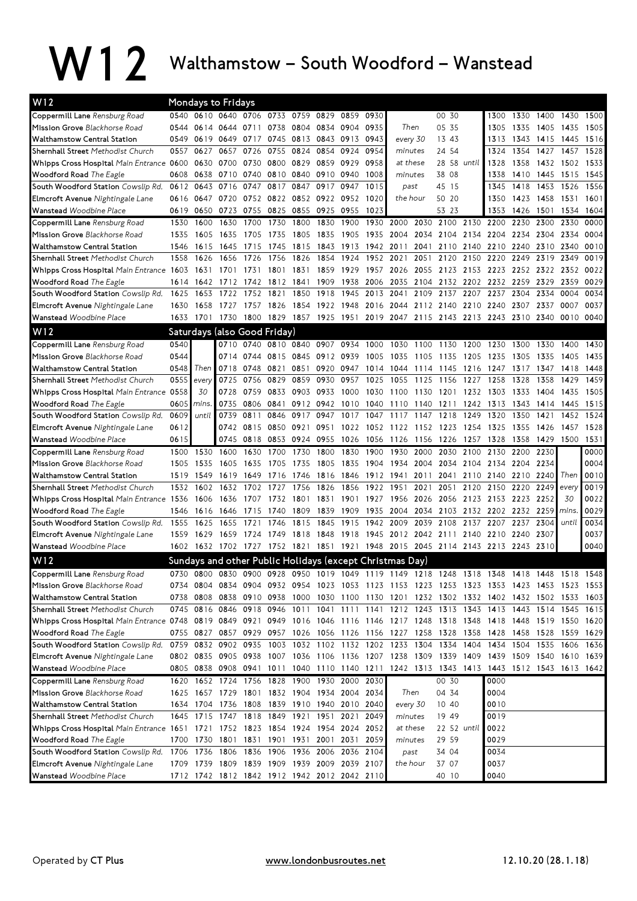# W12 Walthamstow – South Woodford – Wanstead

## W12 Mondays to Fridays

| | | | | | | | | | | | | | | | | | |
|---|---|---|---|---|---|---|---|---|---|---|---|---|---|---|---|---|---|
| Coppermill Lane *Rensburg Road* | 0540 | 0610 | 0640 | 0706 | 0733 | 0759 | 0829 | 0859 | 0930 | Then | 00 | 30 | | 1300 | 1330 | 1400 | 1430 | 1500 |
| Mission Grove *Blackhorse Road* | 0544 | 0614 | 0644 | 0711 | 0738 | 0804 | 0834 | 0904 | 0935 | every 30 | 05 | 35 | | 1305 | 1335 | 1405 | 1435 | 1505 |
| Walthamstow Central Station | 0549 | 0619 | 0649 | 0717 | 0745 | 0813 | 0843 | 0913 | 0943 | minutes | 13 | 43 | | 1313 | 1343 | 1415 | 1445 | 1516 |
| Shernhall Street *Methodist Church* | 0557 | 0627 | 0657 | 0726 | 0755 | 0824 | 0854 | 0924 | 0954 | at these | 24 | 54 | | 1324 | 1354 | 1427 | 1457 | 1528 |
| Whipps Cross Hospital *Main Entrance* | 0600 | 0630 | 0700 | 0730 | 0800 | 0829 | 0859 | 0929 | 0958 | minutes | 28 | 58 | until | 1328 | 1358 | 1432 | 1502 | 1533 |
| Woodford Road *The Eagle* | 0608 | 0638 | 0710 | 0740 | 0810 | 0840 | 0910 | 0940 | 1008 | past | 38 | 08 | | 1338 | 1410 | 1445 | 1515 | 1545 |
| South Woodford Station *Cowslip Rd.* | 0612 | 0643 | 0716 | 0747 | 0817 | 0847 | 0917 | 0947 | 1015 | the hour | 45 | 15 | | 1345 | 1418 | 1453 | 1526 | 1556 |
| Elmcroft Avenue *Nightingale Lane* | 0616 | 0647 | 0720 | 0752 | 0822 | 0852 | 0922 | 0952 | 1020 | | 50 | 20 | | 1350 | 1423 | 1458 | 1531 | 1601 |
| Wanstead *Woodbine Place* | 0619 | 0650 | 0723 | 0755 | 0825 | 0855 | 0925 | 0955 | 1023 | | 53 | 23 | | 1353 | 1426 | 1501 | 1534 | 1604 |

| | | | | | | | | | | | | | | | | | | |
|---|---|---|---|---|---|---|---|---|---|---|---|---|---|---|---|---|---|---|
| Coppermill Lane *Rensburg Road* | 1530 | 1600 | 1630 | 1700 | 1730 | 1800 | 1830 | 1900 | 1930 | 2000 | 2030 | 2100 | 2130 | 2200 | 2230 | 2300 | 2330 | 0000 |
| Mission Grove *Blackhorse Road* | 1535 | 1605 | 1635 | 1705 | 1735 | 1805 | 1835 | 1905 | 1935 | 2004 | 2034 | 2104 | 2134 | 2204 | 2234 | 2304 | 2334 | 0004 |
| Walthamstow Central Station | 1546 | 1615 | 1645 | 1715 | 1745 | 1815 | 1843 | 1913 | 1942 | 2011 | 2041 | 2110 | 2140 | 2210 | 2240 | 2310 | 2340 | 0010 |
| Shernhall Street *Methodist Church* | 1558 | 1626 | 1656 | 1726 | 1756 | 1826 | 1854 | 1924 | 1952 | 2021 | 2051 | 2120 | 2150 | 2220 | 2249 | 2319 | 2349 | 0019 |
| Whipps Cross Hospital *Main Entrance* | 1603 | 1631 | 1701 | 1731 | 1801 | 1831 | 1859 | 1929 | 1957 | 2026 | 2055 | 2123 | 2153 | 2223 | 2252 | 2322 | 2352 | 0022 |
| Woodford Road *The Eagle* | 1614 | 1642 | 1712 | 1742 | 1812 | 1841 | 1909 | 1938 | 2006 | 2035 | 2104 | 2132 | 2202 | 2232 | 2259 | 2329 | 2359 | 0029 |
| South Woodford Station *Cowslip Rd.* | 1625 | 1653 | 1722 | 1752 | 1821 | 1850 | 1918 | 1945 | 2013 | 2041 | 2109 | 2137 | 2207 | 2237 | 2304 | 2334 | 0004 | 0034 |
| Elmcroft Avenue *Nightingale Lane* | 1630 | 1658 | 1727 | 1757 | 1826 | 1854 | 1922 | 1948 | 2016 | 2044 | 2112 | 2140 | 2210 | 2240 | 2307 | 2337 | 0007 | 0037 |
| Wanstead *Woodbine Place* | 1633 | 1701 | 1730 | 1800 | 1829 | 1857 | 1925 | 1951 | 2019 | 2047 | 2115 | 2143 | 2213 | 2243 | 2310 | 2340 | 0010 | 0040 |

## W12 Saturdays (also Good Friday)

| | | | | | | | | | | | | | | | | | | |
|---|---|---|---|---|---|---|---|---|---|---|---|---|---|---|---|---|---|---|
| Coppermill Lane *Rensburg Road* | 0540 | Then | 0710 | 0740 | 0810 | 0840 | 0907 | 0934 | 1000 | 1030 | 1100 | 1130 | 1200 | 1230 | 1300 | 1330 | 1400 | 1430 |
| Mission Grove *Blackhorse Road* | 0544 | every | 0714 | 0744 | 0815 | 0845 | 0912 | 0939 | 1005 | 1035 | 1105 | 1135 | 1205 | 1235 | 1305 | 1335 | 1405 | 1435 |
| Walthamstow Central Station | 0548 | 30 | 0718 | 0748 | 0821 | 0851 | 0920 | 0947 | 1014 | 1044 | 1114 | 1145 | 1216 | 1247 | 1317 | 1347 | 1418 | 1448 |
| Shernhall Street *Methodist Church* | 0555 | mins. | 0725 | 0756 | 0829 | 0859 | 0930 | 0957 | 1025 | 1055 | 1125 | 1156 | 1227 | 1258 | 1328 | 1358 | 1429 | 1459 |
| Whipps Cross Hospital *Main Entrance* | 0558 | until | 0728 | 0759 | 0833 | 0903 | 0933 | 1000 | 1030 | 1100 | 1130 | 1201 | 1232 | 1303 | 1333 | 1404 | 1435 | 1505 |
| Woodford Road *The Eagle* | 0605 | | 0735 | 0806 | 0841 | 0912 | 0942 | 1010 | 1040 | 1110 | 1140 | 1211 | 1242 | 1313 | 1343 | 1414 | 1445 | 1515 |
| South Woodford Station *Cowslip Rd.* | 0609 | | 0739 | 0811 | 0846 | 0917 | 0947 | 1017 | 1047 | 1117 | 1147 | 1218 | 1249 | 1320 | 1350 | 1421 | 1452 | 1524 |
| Elmcroft Avenue *Nightingale Lane* | 0612 | | 0742 | 0815 | 0850 | 0921 | 0951 | 1022 | 1052 | 1122 | 1152 | 1223 | 1254 | 1325 | 1355 | 1426 | 1457 | 1528 |
| Wanstead *Woodbine Place* | 0615 | | 0745 | 0818 | 0853 | 0924 | 0955 | 1026 | 1056 | 1126 | 1156 | 1226 | 1257 | 1328 | 1358 | 1429 | 1500 | 1531 |

| | | | | | | | | | | | | | | | | | | |
|---|---|---|---|---|---|---|---|---|---|---|---|---|---|---|---|---|---|---|
| Coppermill Lane *Rensburg Road* | 1500 | 1530 | 1600 | 1630 | 1700 | 1730 | 1800 | 1830 | 1900 | 1930 | 2000 | 2030 | 2100 | 2130 | 2200 | 2230 | Then | 0000 |
| Mission Grove *Blackhorse Road* | 1505 | 1535 | 1605 | 1635 | 1705 | 1735 | 1805 | 1835 | 1904 | 1934 | 2004 | 2034 | 2104 | 2134 | 2204 | 2234 | every | 0004 |
| Walthamstow Central Station | 1519 | 1549 | 1619 | 1649 | 1716 | 1746 | 1816 | 1846 | 1912 | 1941 | 2011 | 2041 | 2110 | 2140 | 2210 | 2240 | 30 | 0010 |
| Shernhall Street *Methodist Church* | 1532 | 1602 | 1632 | 1702 | 1727 | 1756 | 1826 | 1856 | 1922 | 1951 | 2021 | 2051 | 2120 | 2150 | 2220 | 2249 | mins. | 0019 |
| Whipps Cross Hospital *Main Entrance* | 1536 | 1606 | 1636 | 1707 | 1732 | 1801 | 1831 | 1901 | 1927 | 1956 | 2026 | 2056 | 2123 | 2153 | 2223 | 2252 | until | 0022 |
| Woodford Road *The Eagle* | 1546 | 1616 | 1646 | 1715 | 1740 | 1809 | 1839 | 1909 | 1935 | 2004 | 2034 | 2103 | 2132 | 2202 | 2232 | 2259 | | 0029 |
| South Woodford Station *Cowslip Rd.* | 1555 | 1625 | 1655 | 1721 | 1746 | 1815 | 1845 | 1915 | 1942 | 2009 | 2039 | 2108 | 2137 | 2207 | 2237 | 2304 | | 0034 |
| Elmcroft Avenue *Nightingale Lane* | 1559 | 1629 | 1659 | 1724 | 1749 | 1818 | 1848 | 1918 | 1945 | 2012 | 2042 | 2111 | 2140 | 2210 | 2240 | 2307 | | 0037 |
| Wanstead *Woodbine Place* | 1602 | 1632 | 1702 | 1727 | 1752 | 1821 | 1851 | 1921 | 1948 | 2015 | 2045 | 2114 | 2143 | 2213 | 2243 | 2310 | | 0040 |

## W12 Sundays and other Public Holidays (except Christmas Day)

| | | | | | | | | | | | | | | | | | | |
|---|---|---|---|---|---|---|---|---|---|---|---|---|---|---|---|---|---|---|
| Coppermill Lane *Rensburg Road* | 0730 | 0800 | 0830 | 0900 | 0928 | 0950 | 1019 | 1049 | 1119 | 1149 | 1218 | 1248 | 1318 | 1348 | 1418 | 1448 | 1518 | 1548 |
| Mission Grove *Blackhorse Road* | 0734 | 0804 | 0834 | 0904 | 0932 | 0954 | 1023 | 1053 | 1123 | 1153 | 1223 | 1253 | 1323 | 1353 | 1423 | 1453 | 1523 | 1553 |
| Walthamstow Central Station | 0738 | 0808 | 0838 | 0910 | 0938 | 1000 | 1030 | 1100 | 1130 | 1201 | 1232 | 1302 | 1332 | 1402 | 1432 | 1502 | 1533 | 1603 |
| Shernhall Street *Methodist Church* | 0745 | 0816 | 0846 | 0918 | 0946 | 1011 | 1041 | 1111 | 1141 | 1212 | 1243 | 1313 | 1343 | 1413 | 1443 | 1514 | 1545 | 1615 |
| Whipps Cross Hospital *Main Entrance* | 0748 | 0819 | 0849 | 0921 | 0949 | 1016 | 1046 | 1116 | 1146 | 1217 | 1248 | 1318 | 1348 | 1418 | 1448 | 1519 | 1550 | 1620 |
| Woodford Road *The Eagle* | 0755 | 0827 | 0857 | 0929 | 0957 | 1026 | 1056 | 1126 | 1156 | 1227 | 1258 | 1328 | 1358 | 1428 | 1458 | 1528 | 1559 | 1629 |
| South Woodford Station *Cowslip Rd.* | 0759 | 0832 | 0902 | 0935 | 1003 | 1032 | 1102 | 1132 | 1202 | 1233 | 1304 | 1334 | 1404 | 1434 | 1504 | 1535 | 1606 | 1636 |
| Elmcroft Avenue *Nightingale Lane* | 0802 | 0835 | 0905 | 0938 | 1007 | 1036 | 1106 | 1136 | 1207 | 1238 | 1309 | 1339 | 1409 | 1439 | 1509 | 1540 | 1610 | 1639 |
| Wanstead *Woodbine Place* | 0805 | 0838 | 0908 | 0941 | 1011 | 1040 | 1110 | 1140 | 1211 | 1242 | 1313 | 1343 | 1413 | 1443 | 1512 | 1543 | 1613 | 1642 |

| | | | | | | | | | | | | | | |
|---|---|---|---|---|---|---|---|---|---|---|---|---|---|---|
| Coppermill Lane *Rensburg Road* | 1620 | 1652 | 1724 | 1756 | 1828 | 1900 | 1930 | 2000 | 2030 | Then | 00 | 30 | | 0000 |
| Mission Grove *Blackhorse Road* | 1625 | 1657 | 1729 | 1801 | 1832 | 1904 | 1934 | 2004 | 2034 | every 30 | 04 | 34 | | 0004 |
| Walthamstow Central Station | 1634 | 1704 | 1736 | 1808 | 1839 | 1910 | 1940 | 2010 | 2040 | minutes | 10 | 40 | | 0010 |
| Shernhall Street *Methodist Church* | 1645 | 1715 | 1747 | 1818 | 1849 | 1921 | 1951 | 2021 | 2049 | at these | 19 | 49 | | 0019 |
| Whipps Cross Hospital *Main Entrance* | 1651 | 1721 | 1752 | 1823 | 1854 | 1924 | 1954 | 2024 | 2052 | minutes | 22 | 52 | until | 0022 |
| Woodford Road *The Eagle* | 1700 | 1730 | 1801 | 1831 | 1901 | 1931 | 2001 | 2031 | 2059 | past | 29 | 59 | | 0029 |
| South Woodford Station *Cowslip Rd.* | 1706 | 1736 | 1806 | 1836 | 1906 | 1936 | 2006 | 2036 | 2104 | the hour | 34 | 04 | | 0034 |
| Elmcroft Avenue *Nightingale Lane* | 1709 | 1739 | 1809 | 1839 | 1909 | 1939 | 2009 | 2039 | 2107 | | 37 | 07 | | 0037 |
| Wanstead *Woodbine Place* | 1712 | 1742 | 1812 | 1842 | 1912 | 1942 | 2012 | 2042 | 2110 | | 40 | 10 | | 0040 |

Operated by **CT Plus**

www.londonbusroutes.net

12.10.20 (28.1.18)